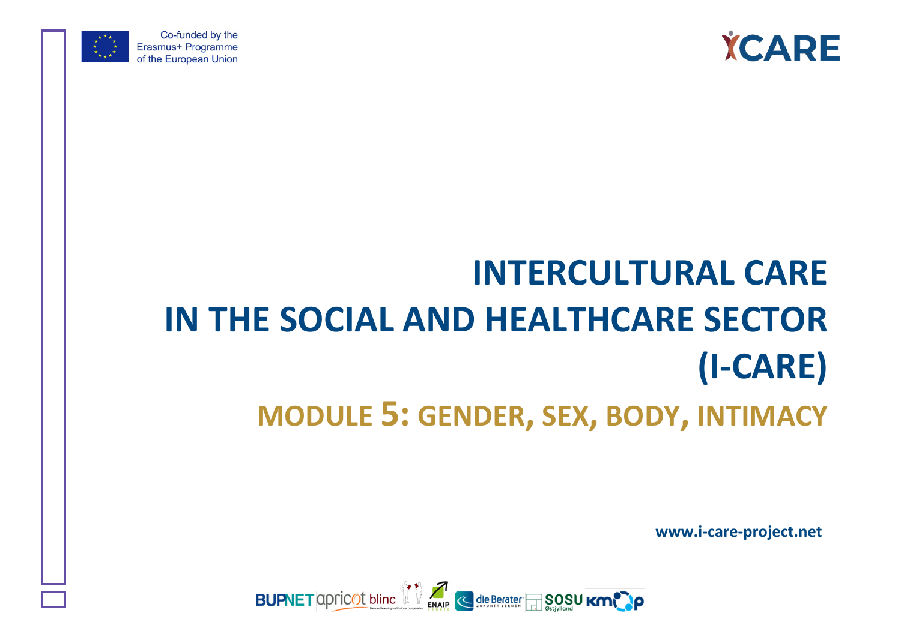Co-funded by the Erasmus+ Programme of the European Union

ICARE

# INTERCULTURAL CARE IN THE SOCIAL AND HEALTHCARE SECTOR (I-CARE)

## MODULE 5: GENDER, SEX, BODY, INTIMACY

www.i-care-project.net

BUPNET apricot blinc ENAIP die Berater SOSU Østjylland kmop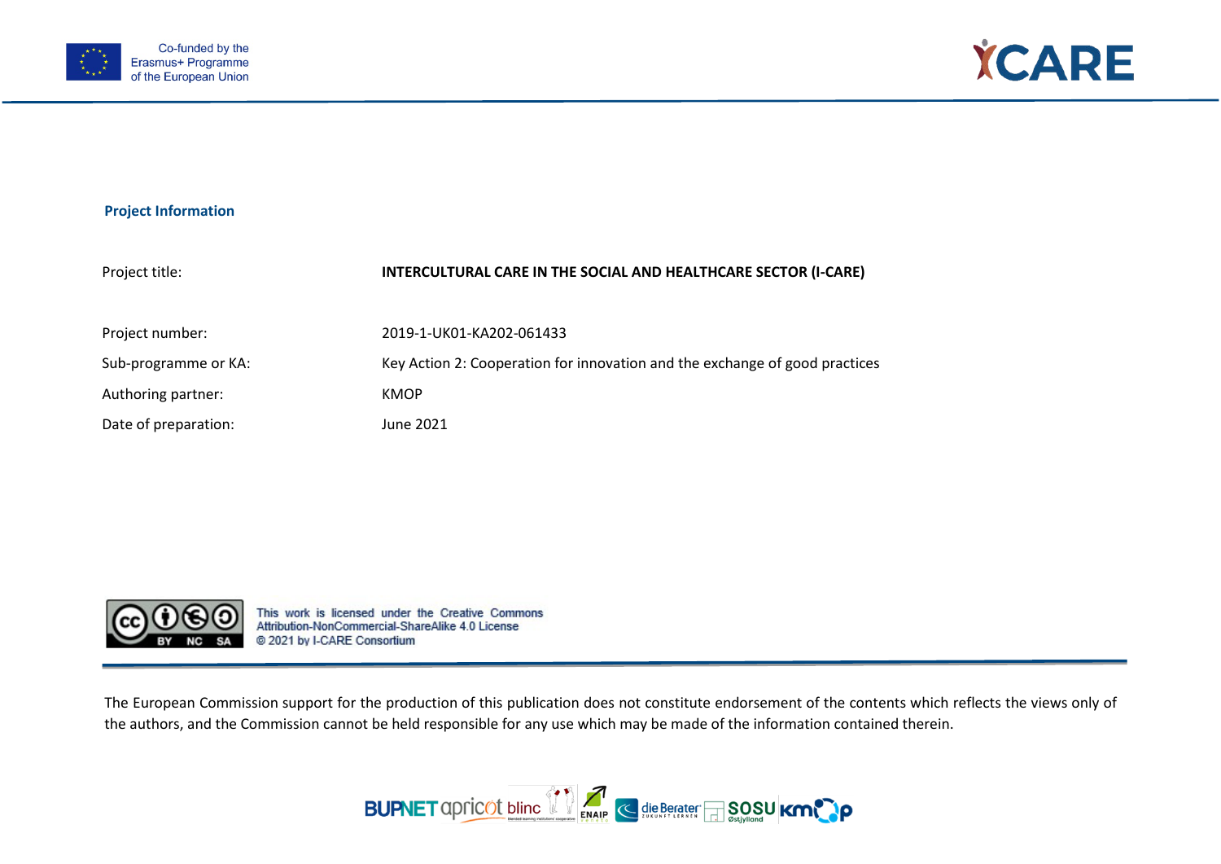## Project Information

| | |
|---|---|
| Project title: | **INTERCULTURAL CARE IN THE SOCIAL AND HEALTHCARE SECTOR (I-CARE)** |
| Project number: | 2019-1-UK01-KA202-061433 |
| Sub-programme or KA: | Key Action 2: Cooperation for innovation and the exchange of good practices |
| Authoring partner: | KMOP |
| Date of preparation: | June 2021 |

This work is licensed under the Creative Commons Attribution-NonCommercial-ShareAlike 4.0 License
© 2021 by I-CARE Consortium

The European Commission support for the production of this publication does not constitute endorsement of the contents which reflects the views only of the authors, and the Commission cannot be held responsible for any use which may be made of the information contained therein.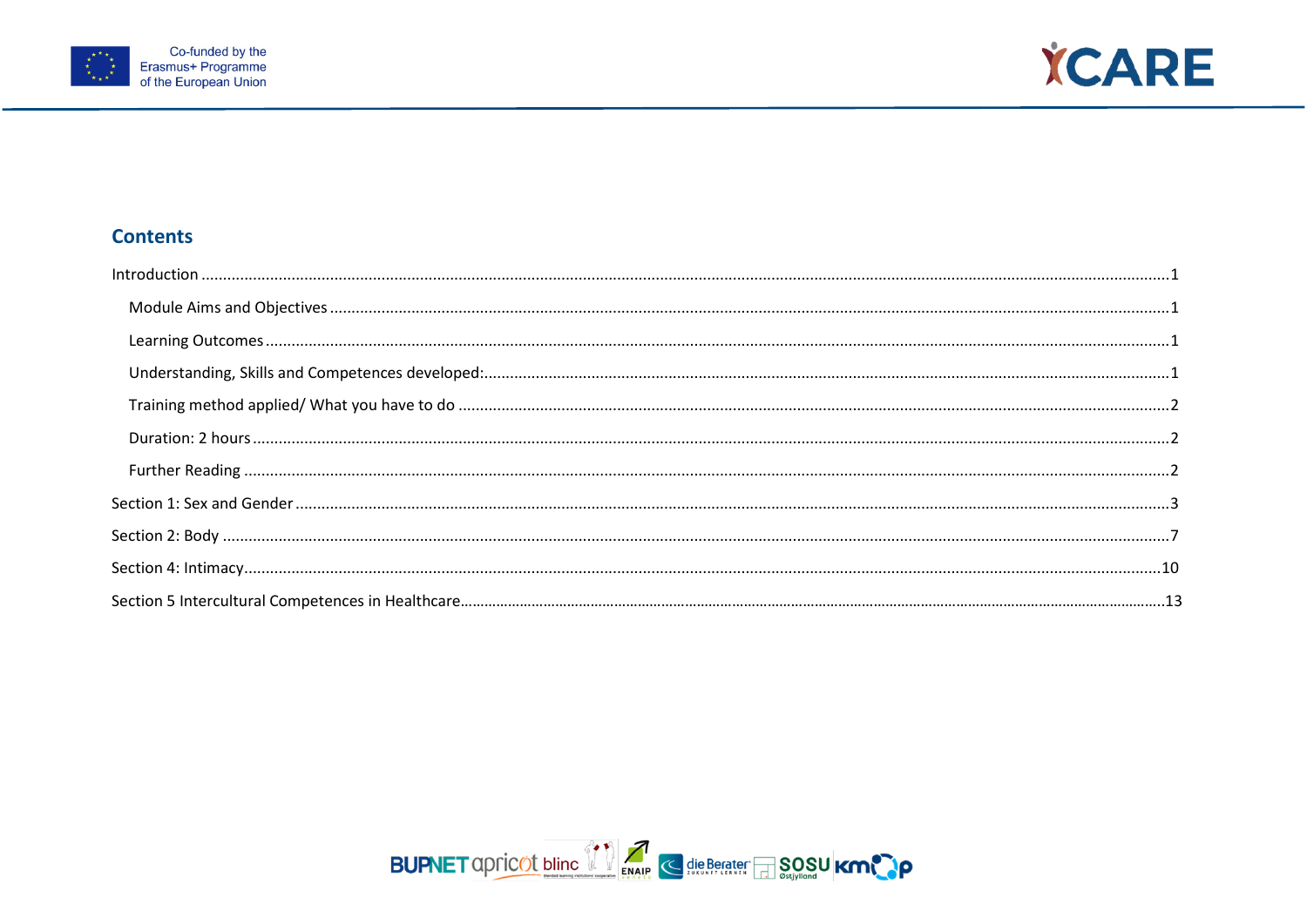## Contents

Introduction ....................................................................................................................................................1

- Module Aims and Objectives ......................................................................................................................1
- Learning Outcomes .....................................................................................................................................1
- Understanding, Skills and Competences developed:..................................................................................1
- Training method applied/ What you have to do .........................................................................................2
- Duration: 2 hours ........................................................................................................................................2
- Further Reading ..........................................................................................................................................2

Section 1: Sex and Gender ...............................................................................................................................3

Section 2: Body ...............................................................................................................................................7

Section 4: Intimacy.........................................................................................................................................10

Section 5 Intercultural Competences in Healthcare........................................................................................13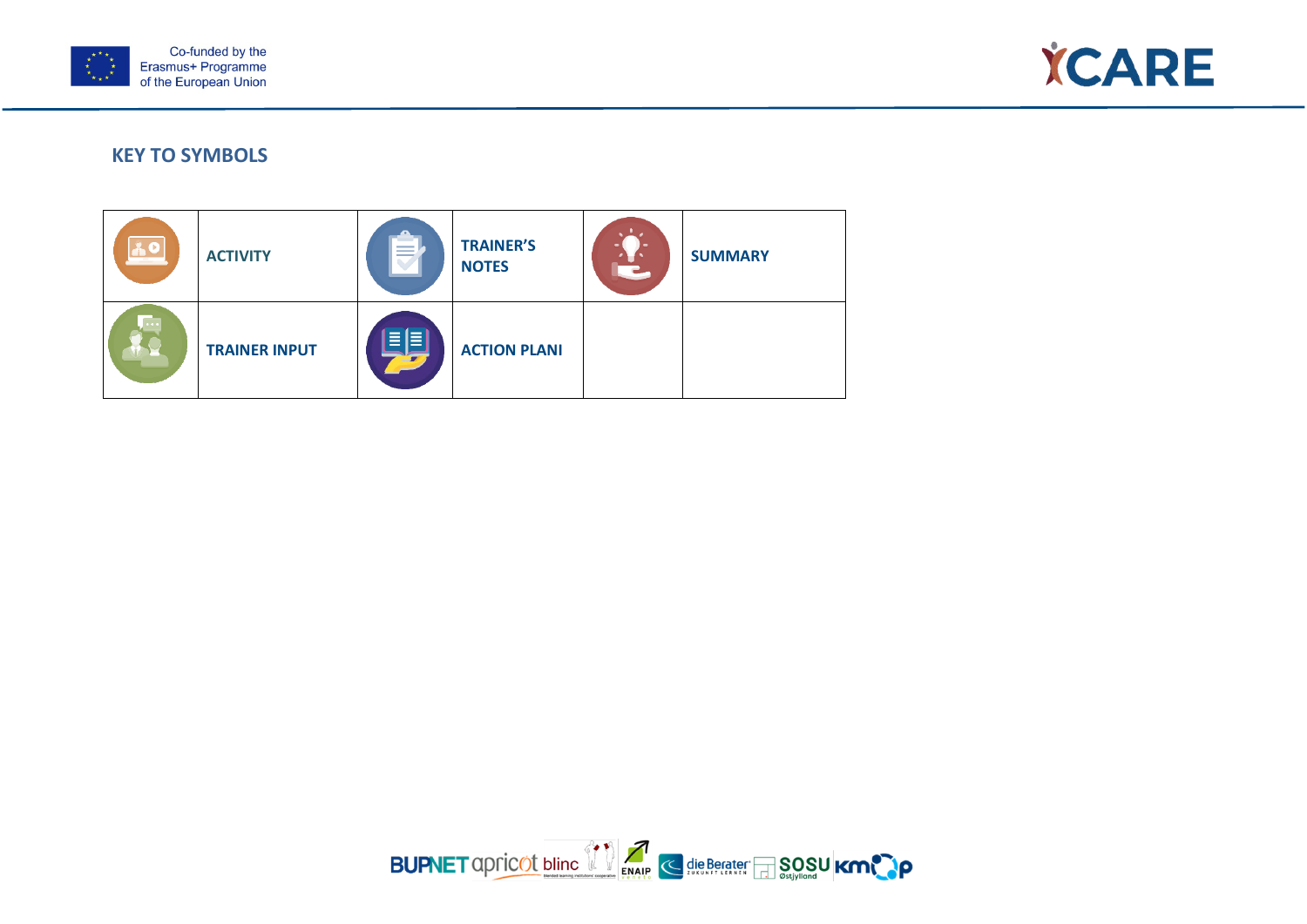## KEY TO SYMBOLS

| | | | | | |
|---|---|---|---|---|---|
| | **ACTIVITY** | | **TRAINER'S NOTES** | | **SUMMARY** |
| | **TRAINER INPUT** | | **ACTION PLANI** | | |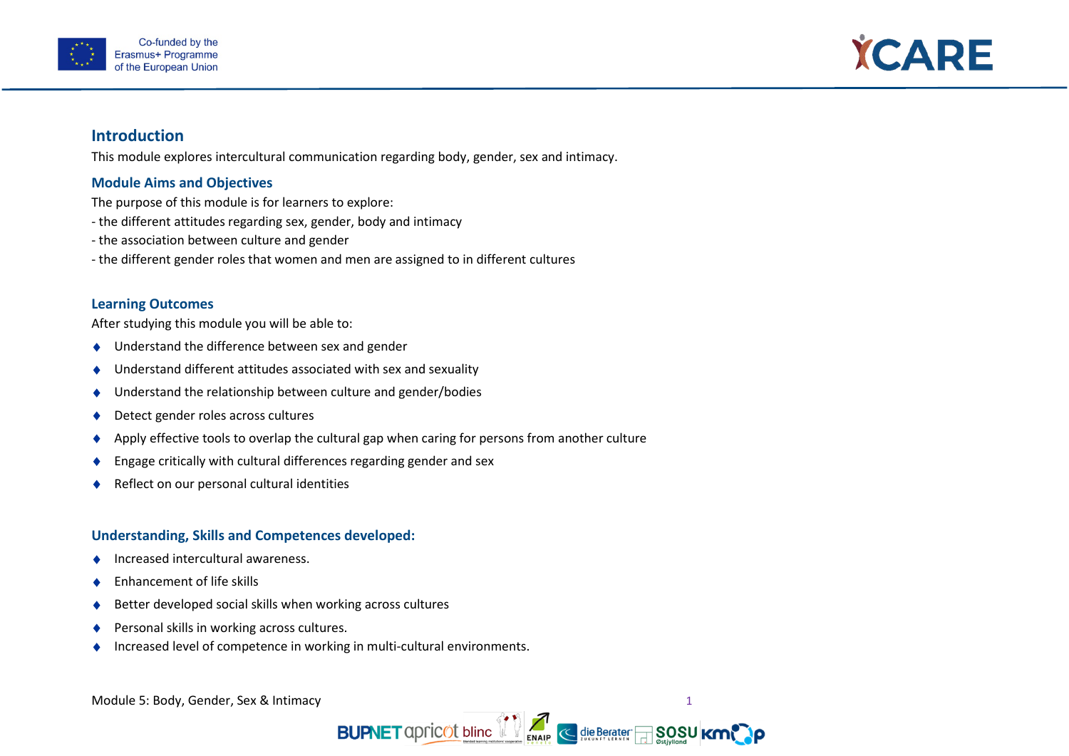## Introduction

This module explores intercultural communication regarding body, gender, sex and intimacy.

### Module Aims and Objectives

The purpose of this module is for learners to explore:

- the different attitudes regarding sex, gender, body and intimacy
- the association between culture and gender
- the different gender roles that women and men are assigned to in different cultures

### Learning Outcomes

After studying this module you will be able to:

- Understand the difference between sex and gender
- Understand different attitudes associated with sex and sexuality
- Understand the relationship between culture and gender/bodies
- Detect gender roles across cultures
- Apply effective tools to overlap the cultural gap when caring for persons from another culture
- Engage critically with cultural differences regarding gender and sex
- Reflect on our personal cultural identities

### Understanding, Skills and Competences developed:

- Increased intercultural awareness.
- Enhancement of life skills
- Better developed social skills when working across cultures
- Personal skills in working across cultures.
- Increased level of competence in working in multi-cultural environments.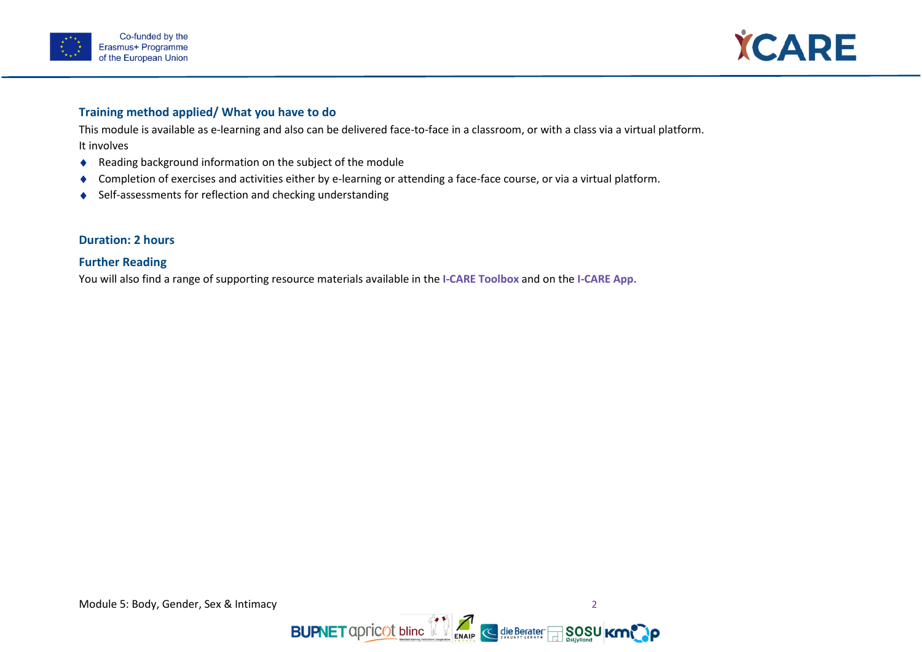### Training method applied/ What you have to do

This module is available as e-learning and also can be delivered face-to-face in a classroom, or with a class via a virtual platform.
It involves

- Reading background information on the subject of the module
- Completion of exercises and activities either by e-learning or attending a face-face course, or via a virtual platform.
- Self-assessments for reflection and checking understanding

### Duration: 2 hours

### Further Reading

You will also find a range of supporting resource materials available in the **I-CARE Toolbox** and on the **I-CARE App.**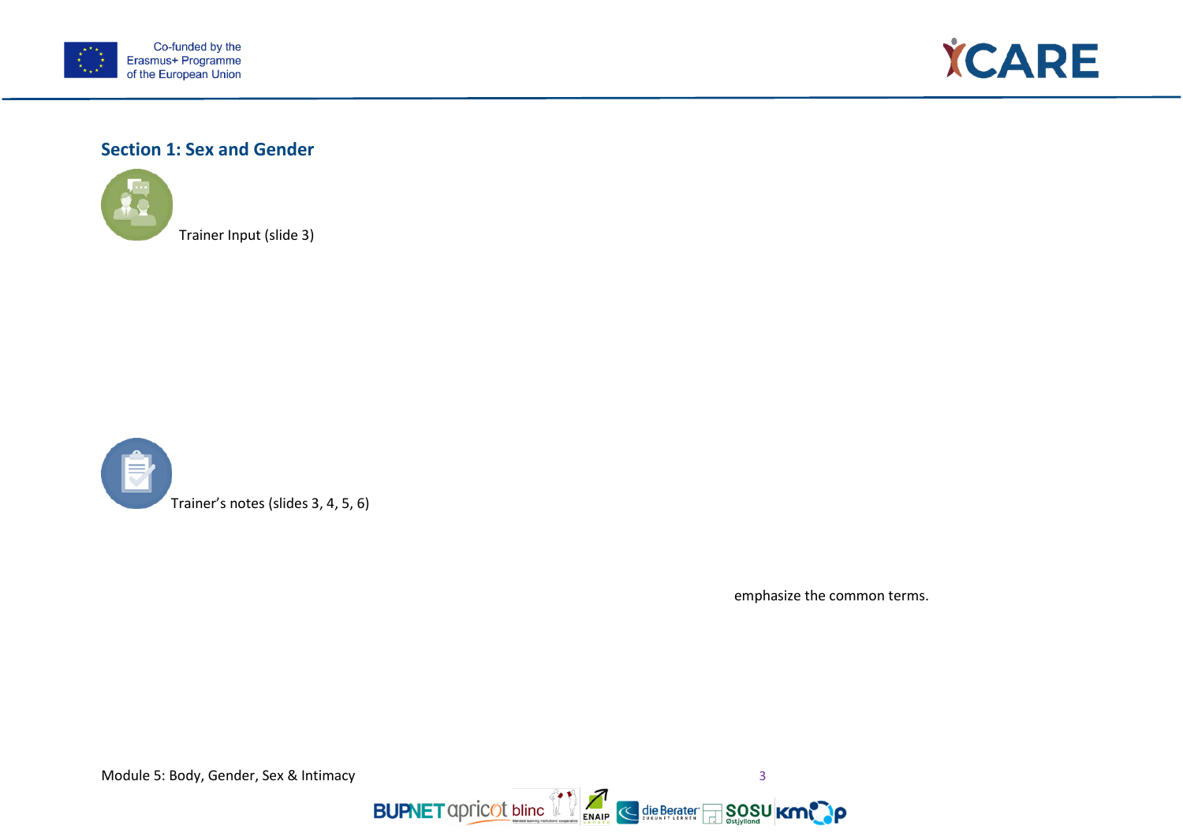## Section 1: Sex and Gender

Trainer Input (slide 3)

Trainer's notes (slides 3, 4, 5, 6)

emphasize the common terms.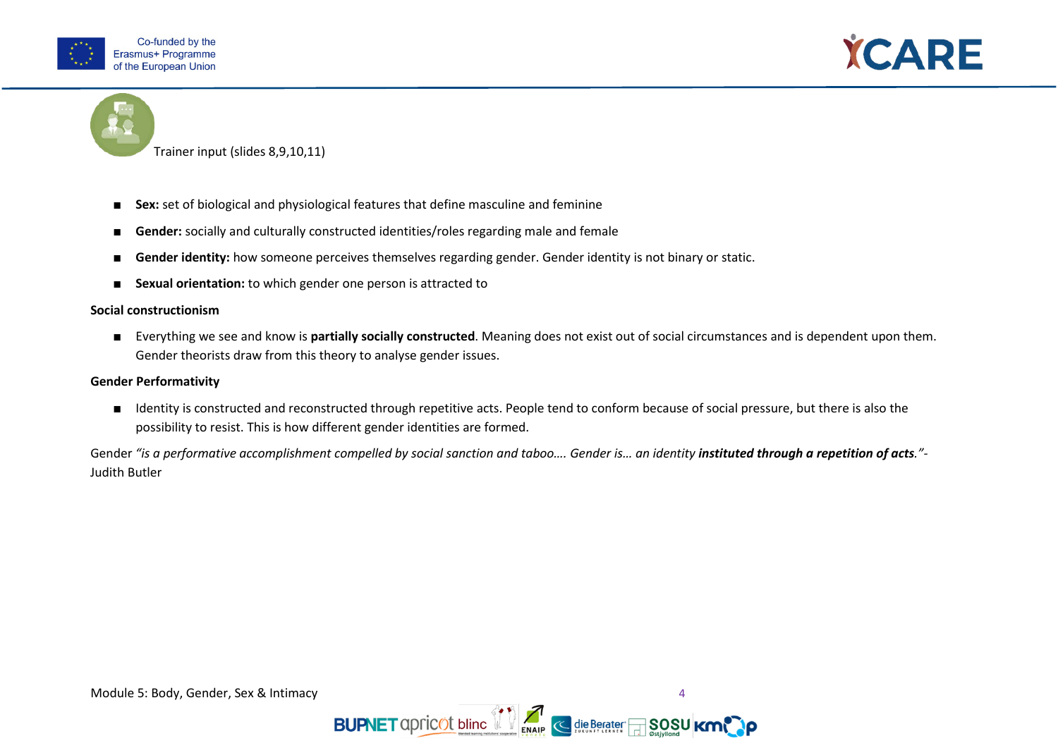Trainer input (slides 8,9,10,11)

- **Sex:** set of biological and physiological features that define masculine and feminine
- **Gender:** socially and culturally constructed identities/roles regarding male and female
- **Gender identity:** how someone perceives themselves regarding gender. Gender identity is not binary or static.
- **Sexual orientation:** to which gender one person is attracted to

**Social constructionism**

- Everything we see and know is **partially socially constructed**. Meaning does not exist out of social circumstances and is dependent upon them. Gender theorists draw from this theory to analyse gender issues.

**Gender Performativity**

- Identity is constructed and reconstructed through repetitive acts. People tend to conform because of social pressure, but there is also the possibility to resist. This is how different gender identities are formed.

Gender *"is a performative accomplishment compelled by social sanction and taboo…. Gender is… an identity **instituted through a repetition of acts**."*- Judith Butler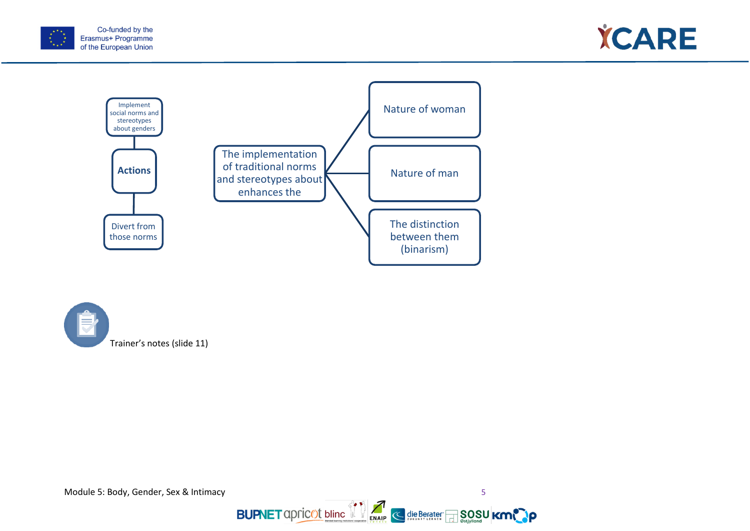Implement social norms and stereotypes about genders

**Actions**

Divert from those norms

The implementation of traditional norms and stereotypes about enhances the

- Nature of woman
- Nature of man
- The distinction between them (binarism)

Trainer's notes (slide 11)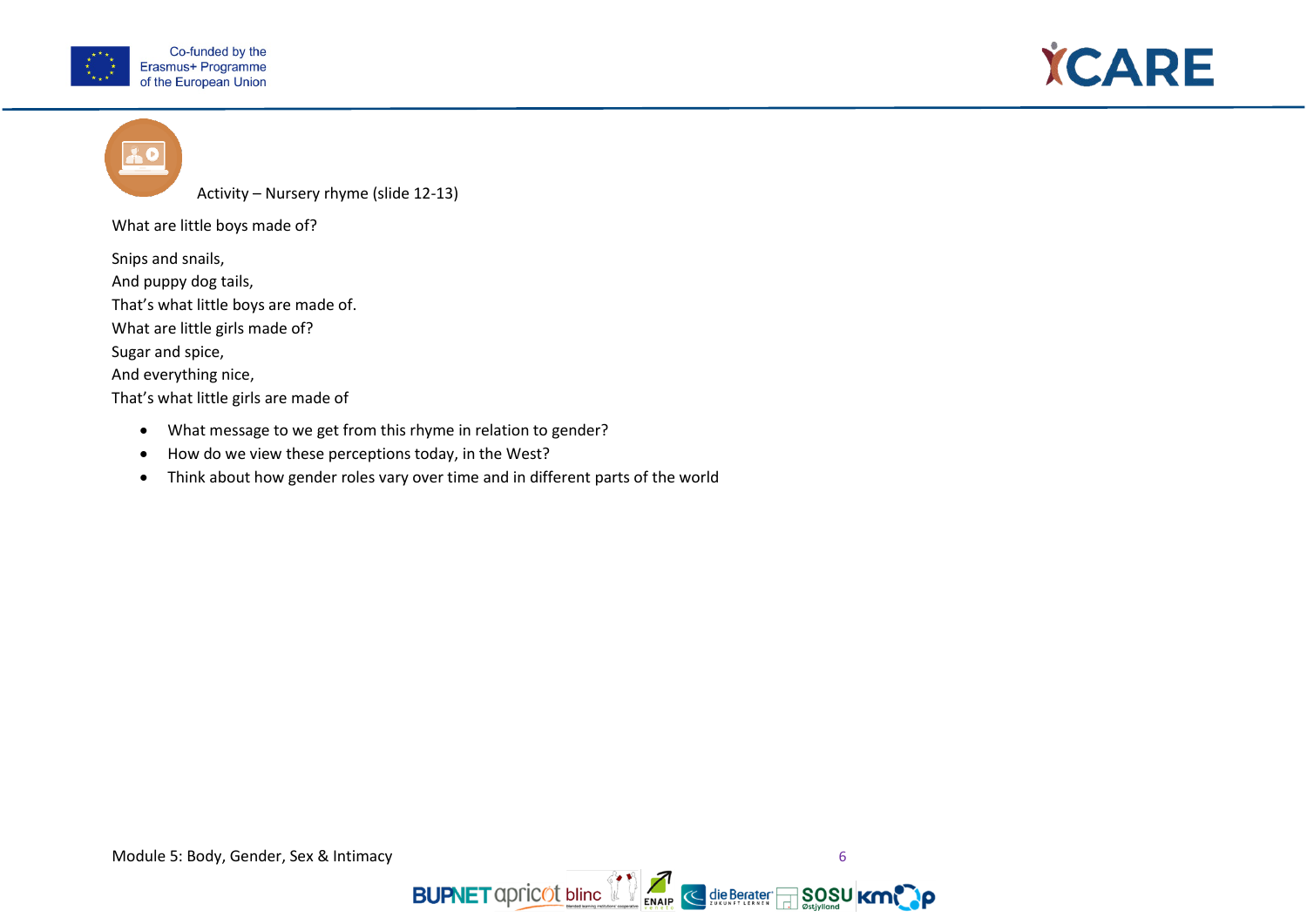Activity – Nursery rhyme (slide 12-13)

What are little boys made of?

Snips and snails,  
And puppy dog tails,  
That's what little boys are made of.  
What are little girls made of?  
Sugar and spice,  
And everything nice,  
That's what little girls are made of

- What message to we get from this rhyme in relation to gender?
- How do we view these perceptions today, in the West?
- Think about how gender roles vary over time and in different parts of the world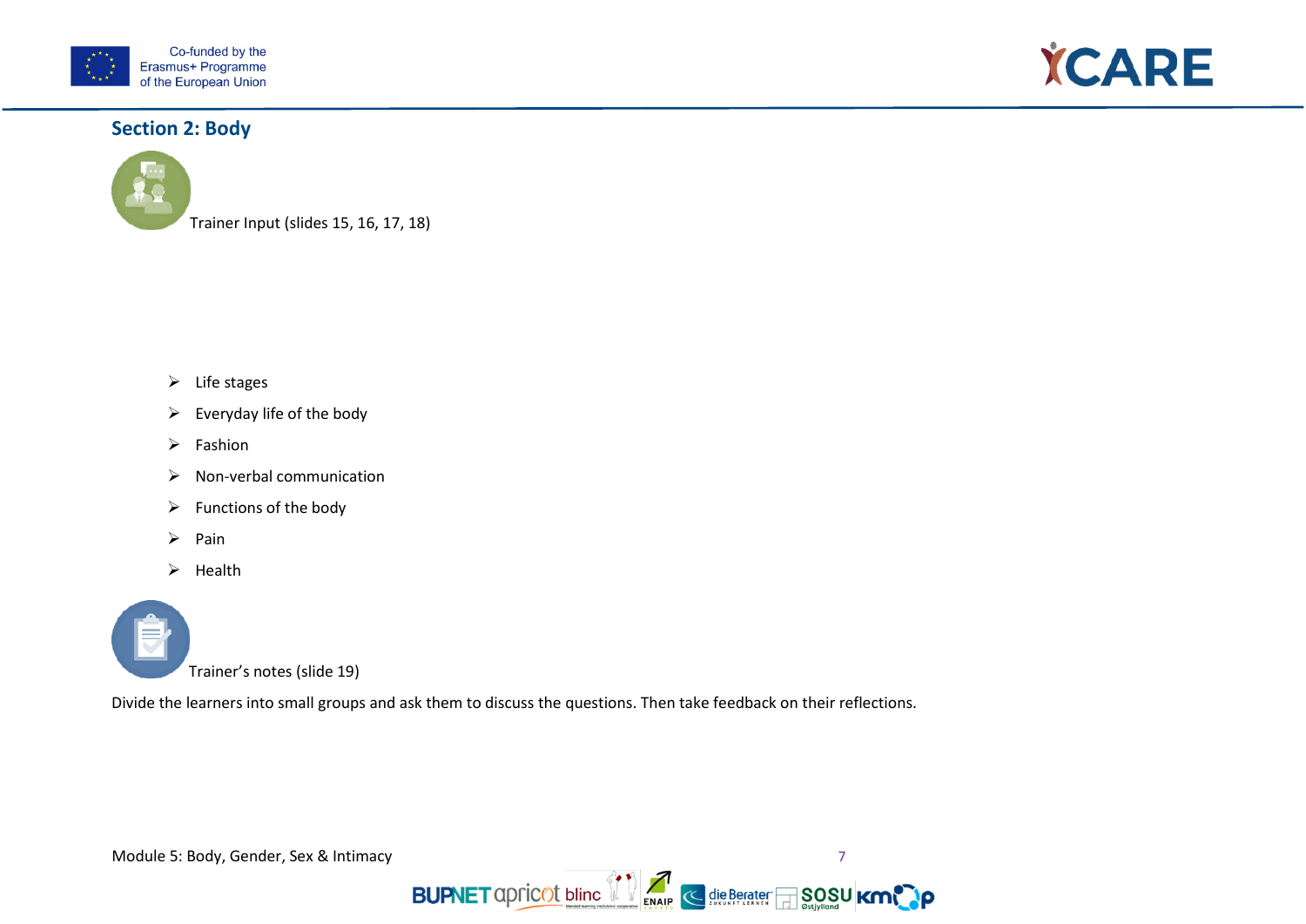## Section 2: Body

Trainer Input (slides 15, 16, 17, 18)

- Life stages
- Everyday life of the body
- Fashion
- Non-verbal communication
- Functions of the body
- Pain
- Health

Trainer's notes (slide 19)

Divide the learners into small groups and ask them to discuss the questions. Then take feedback on their reflections.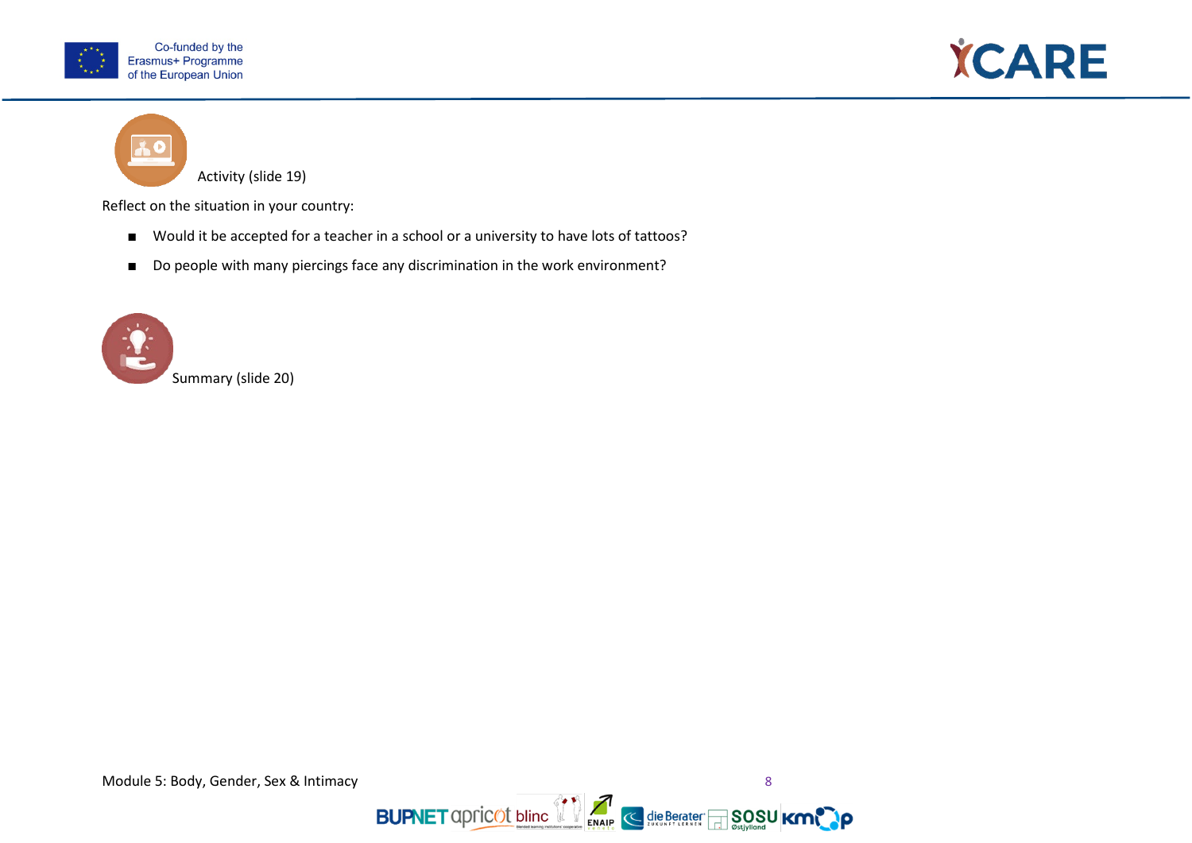Activity (slide 19)

Reflect on the situation in your country:

- Would it be accepted for a teacher in a school or a university to have lots of tattoos?
- Do people with many piercings face any discrimination in the work environment?

Summary (slide 20)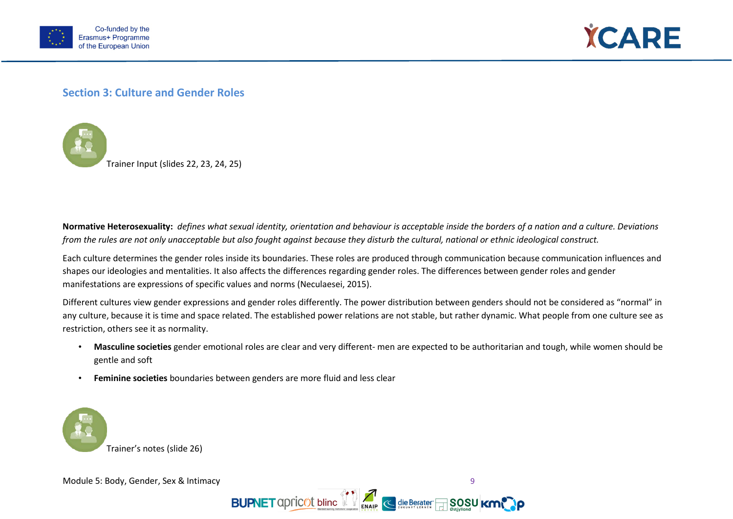## Section 3: Culture and Gender Roles

Trainer Input (slides 22, 23, 24, 25)

**Normative Heterosexuality:** *defines what sexual identity, orientation and behaviour is acceptable inside the borders of a nation and a culture. Deviations from the rules are not only unacceptable but also fought against because they disturb the cultural, national or ethnic ideological construct.*

Each culture determines the gender roles inside its boundaries. These roles are produced through communication because communication influences and shapes our ideologies and mentalities. It also affects the differences regarding gender roles. The differences between gender roles and gender manifestations are expressions of specific values and norms (Neculaesei, 2015).

Different cultures view gender expressions and gender roles differently. The power distribution between genders should not be considered as "normal" in any culture, because it is time and space related. The established power relations are not stable, but rather dynamic. What people from one culture see as restriction, others see it as normality.

- **Masculine societies** gender emotional roles are clear and very different- men are expected to be authoritarian and tough, while women should be gentle and soft
- **Feminine societies** boundaries between genders are more fluid and less clear

Trainer's notes (slide 26)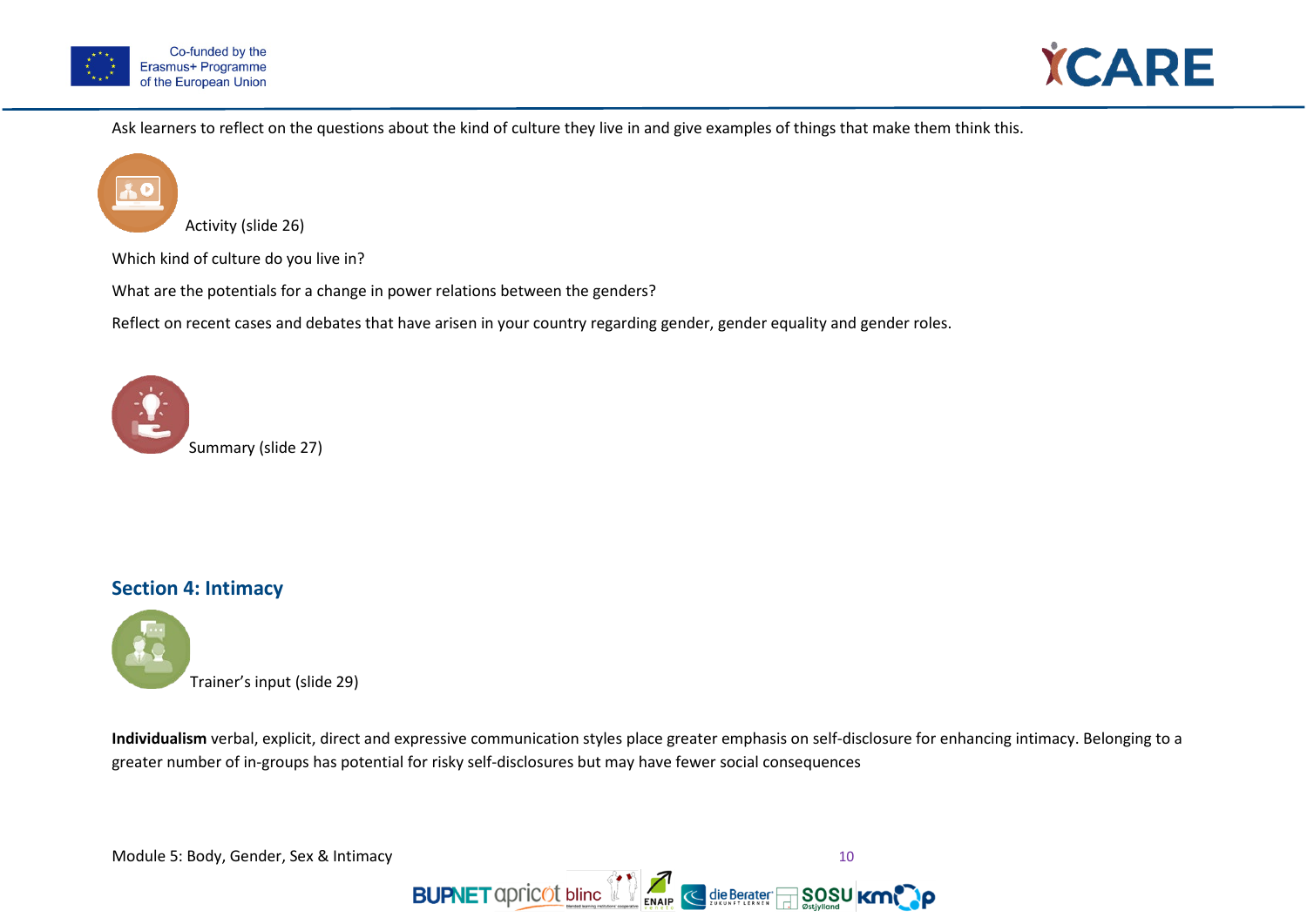Ask learners to reflect on the questions about the kind of culture they live in and give examples of things that make them think this.

Activity (slide 26)

Which kind of culture do you live in?

What are the potentials for a change in power relations between the genders?

Reflect on recent cases and debates that have arisen in your country regarding gender, gender equality and gender roles.

Summary (slide 27)

## Section 4: Intimacy

Trainer's input (slide 29)

**Individualism** verbal, explicit, direct and expressive communication styles place greater emphasis on self-disclosure for enhancing intimacy. Belonging to a greater number of in-groups has potential for risky self-disclosures but may have fewer social consequences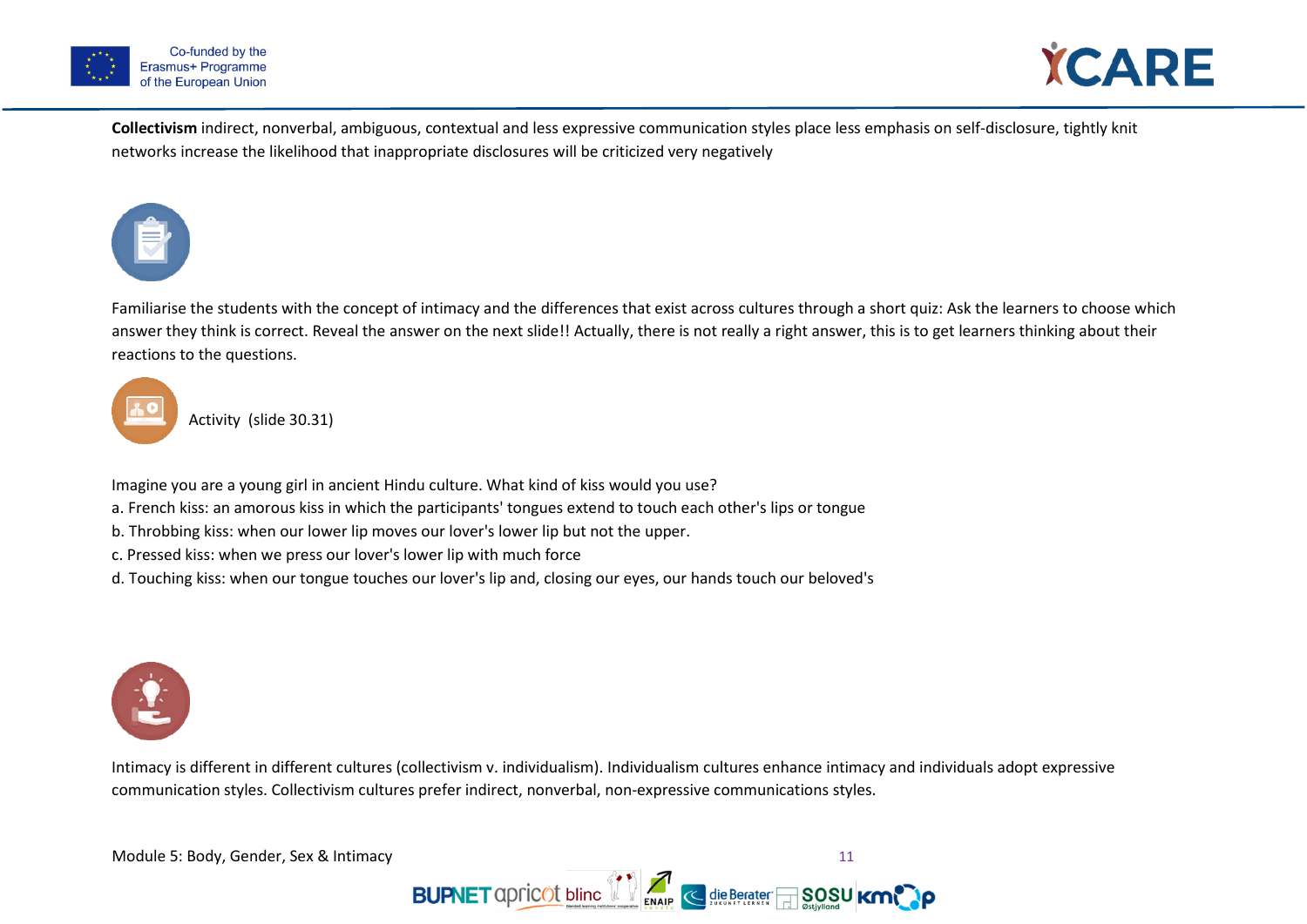**Collectivism** indirect, nonverbal, ambiguous, contextual and less expressive communication styles place less emphasis on self-disclosure, tightly knit networks increase the likelihood that inappropriate disclosures will be criticized very negatively

Familiarise the students with the concept of intimacy and the differences that exist across cultures through a short quiz: Ask the learners to choose which answer they think is correct. Reveal the answer on the next slide!! Actually, there is not really a right answer, this is to get learners thinking about their reactions to the questions.

Activity (slide 30.31)

Imagine you are a young girl in ancient Hindu culture. What kind of kiss would you use?

a. French kiss: an amorous kiss in which the participants' tongues extend to touch each other's lips or tongue
b. Throbbing kiss: when our lower lip moves our lover's lower lip but not the upper.
c. Pressed kiss: when we press our lover's lower lip with much force
d. Touching kiss: when our tongue touches our lover's lip and, closing our eyes, our hands touch our beloved's

Intimacy is different in different cultures (collectivism v. individualism). Individualism cultures enhance intimacy and individuals adopt expressive communication styles. Collectivism cultures prefer indirect, nonverbal, non-expressive communications styles.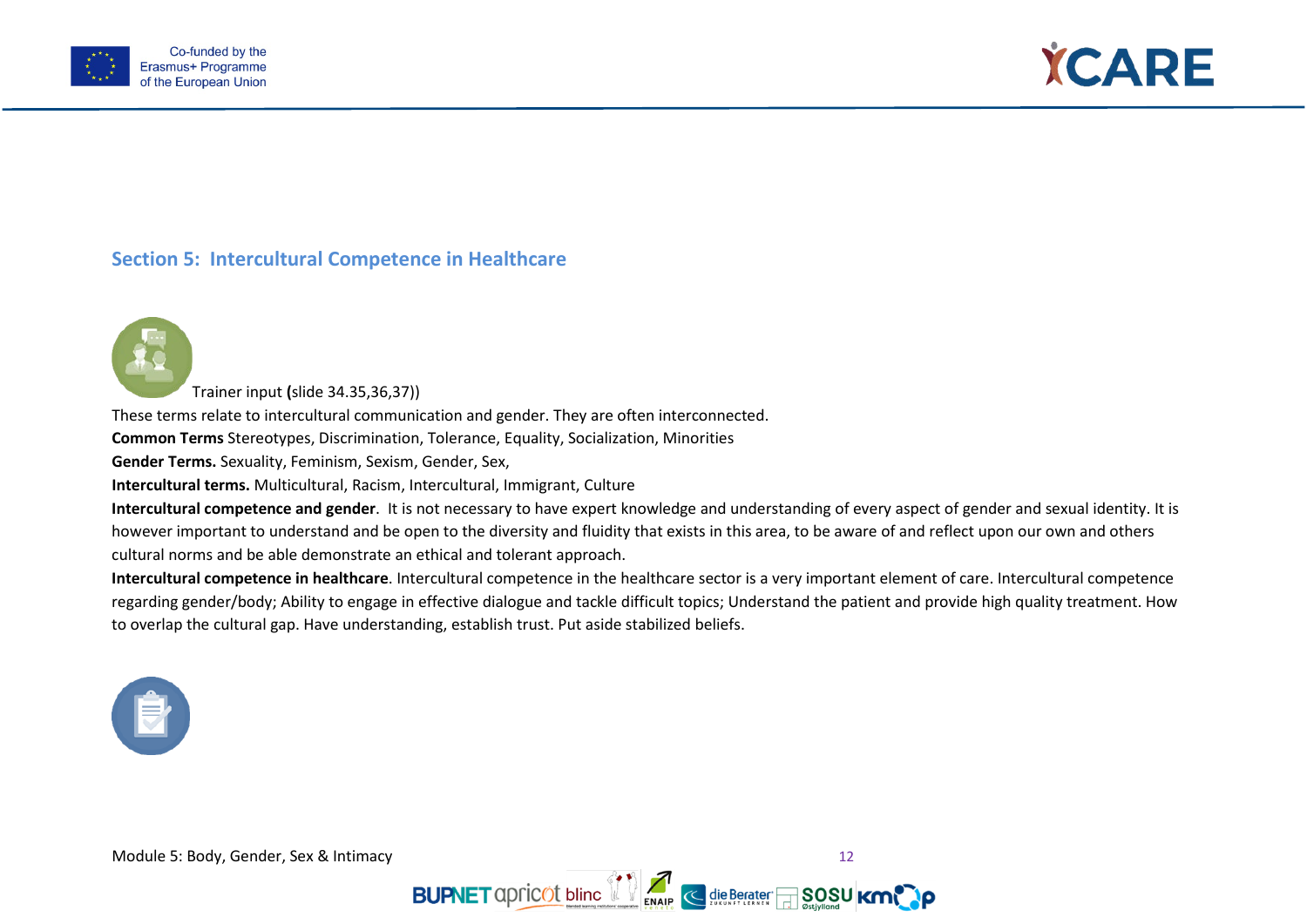## Section 5: Intercultural Competence in Healthcare

Trainer input **(**slide 34.35,36,37))

These terms relate to intercultural communication and gender. They are often interconnected.

**Common Terms** Stereotypes, Discrimination, Tolerance, Equality, Socialization, Minorities

**Gender Terms.** Sexuality, Feminism, Sexism, Gender, Sex,

**Intercultural terms.** Multicultural, Racism, Intercultural, Immigrant, Culture

**Intercultural competence and gender**. It is not necessary to have expert knowledge and understanding of every aspect of gender and sexual identity. It is however important to understand and be open to the diversity and fluidity that exists in this area, to be aware of and reflect upon our own and others cultural norms and be able demonstrate an ethical and tolerant approach.

**Intercultural competence in healthcare**. Intercultural competence in the healthcare sector is a very important element of care. Intercultural competence regarding gender/body; Ability to engage in effective dialogue and tackle difficult topics; Understand the patient and provide high quality treatment. How to overlap the cultural gap. Have understanding, establish trust. Put aside stabilized beliefs.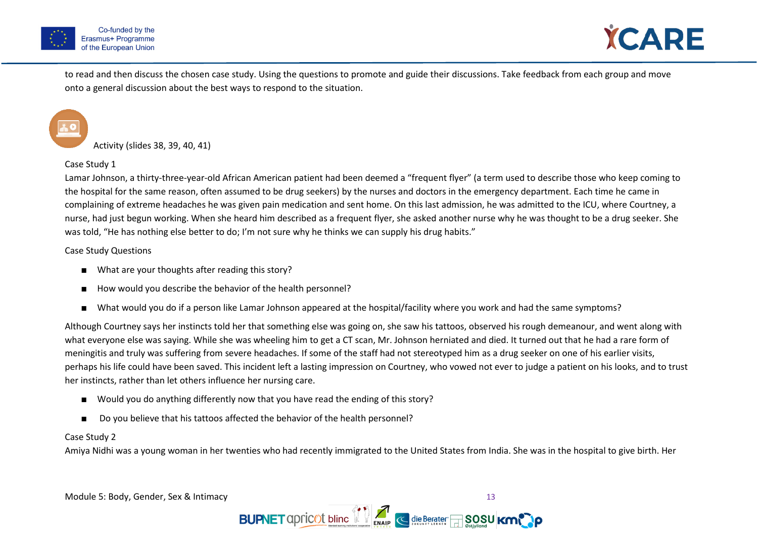to read and then discuss the chosen case study. Using the questions to promote and guide their discussions. Take feedback from each group and move onto a general discussion about the best ways to respond to the situation.

Activity (slides 38, 39, 40, 41)

Case Study 1

Lamar Johnson, a thirty-three-year-old African American patient had been deemed a "frequent flyer" (a term used to describe those who keep coming to the hospital for the same reason, often assumed to be drug seekers) by the nurses and doctors in the emergency department. Each time he came in complaining of extreme headaches he was given pain medication and sent home. On this last admission, he was admitted to the ICU, where Courtney, a nurse, had just begun working. When she heard him described as a frequent flyer, she asked another nurse why he was thought to be a drug seeker. She was told, "He has nothing else better to do; I'm not sure why he thinks we can supply his drug habits."

Case Study Questions

- What are your thoughts after reading this story?
- How would you describe the behavior of the health personnel?
- What would you do if a person like Lamar Johnson appeared at the hospital/facility where you work and had the same symptoms?

Although Courtney says her instincts told her that something else was going on, she saw his tattoos, observed his rough demeanour, and went along with what everyone else was saying. While she was wheeling him to get a CT scan, Mr. Johnson herniated and died. It turned out that he had a rare form of meningitis and truly was suffering from severe headaches. If some of the staff had not stereotyped him as a drug seeker on one of his earlier visits, perhaps his life could have been saved. This incident left a lasting impression on Courtney, who vowed not ever to judge a patient on his looks, and to trust her instincts, rather than let others influence her nursing care.

- Would you do anything differently now that you have read the ending of this story?
- Do you believe that his tattoos affected the behavior of the health personnel?

Case Study 2

Amiya Nidhi was a young woman in her twenties who had recently immigrated to the United States from India. She was in the hospital to give birth. Her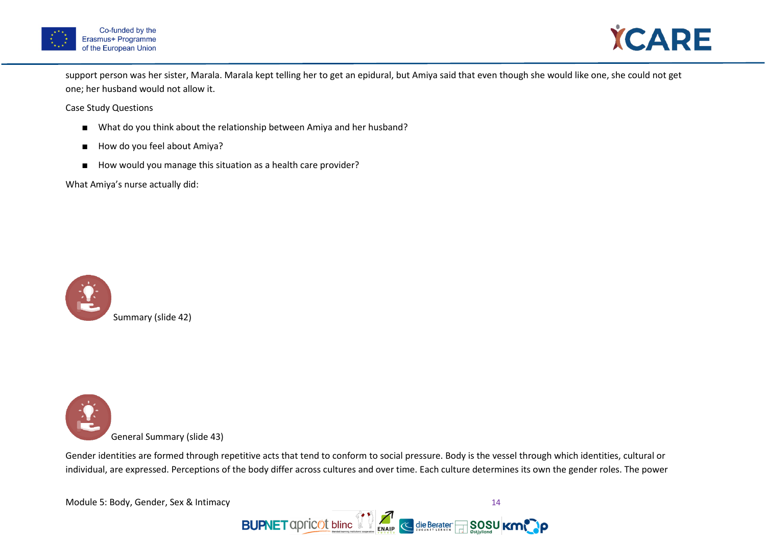support person was her sister, Marala. Marala kept telling her to get an epidural, but Amiya said that even though she would like one, she could not get one; her husband would not allow it.

Case Study Questions

- What do you think about the relationship between Amiya and her husband?
- How do you feel about Amiya?
- How would you manage this situation as a health care provider?

What Amiya's nurse actually did:

Summary (slide 42)

General Summary (slide 43)

Gender identities are formed through repetitive acts that tend to conform to social pressure. Body is the vessel through which identities, cultural or individual, are expressed. Perceptions of the body differ across cultures and over time. Each culture determines its own the gender roles. The power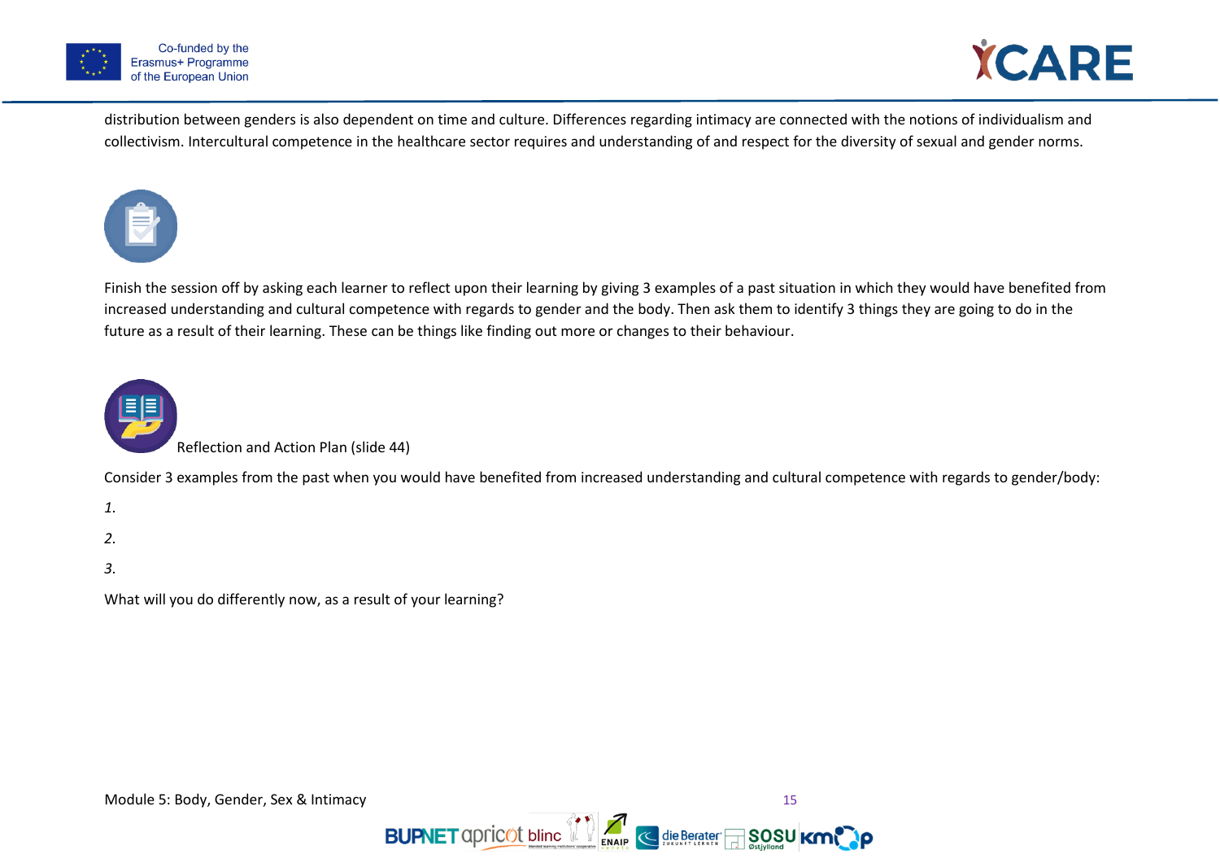distribution between genders is also dependent on time and culture. Differences regarding intimacy are connected with the notions of individualism and collectivism. Intercultural competence in the healthcare sector requires and understanding of and respect for the diversity of sexual and gender norms.

Finish the session off by asking each learner to reflect upon their learning by giving 3 examples of a past situation in which they would have benefited from increased understanding and cultural competence with regards to gender and the body. Then ask them to identify 3 things they are going to do in the future as a result of their learning. These can be things like finding out more or changes to their behaviour.

Reflection and Action Plan (slide 44)

Consider 3 examples from the past when you would have benefited from increased understanding and cultural competence with regards to gender/body:

*1.*

*2.*

*3.*

What will you do differently now, as a result of your learning?